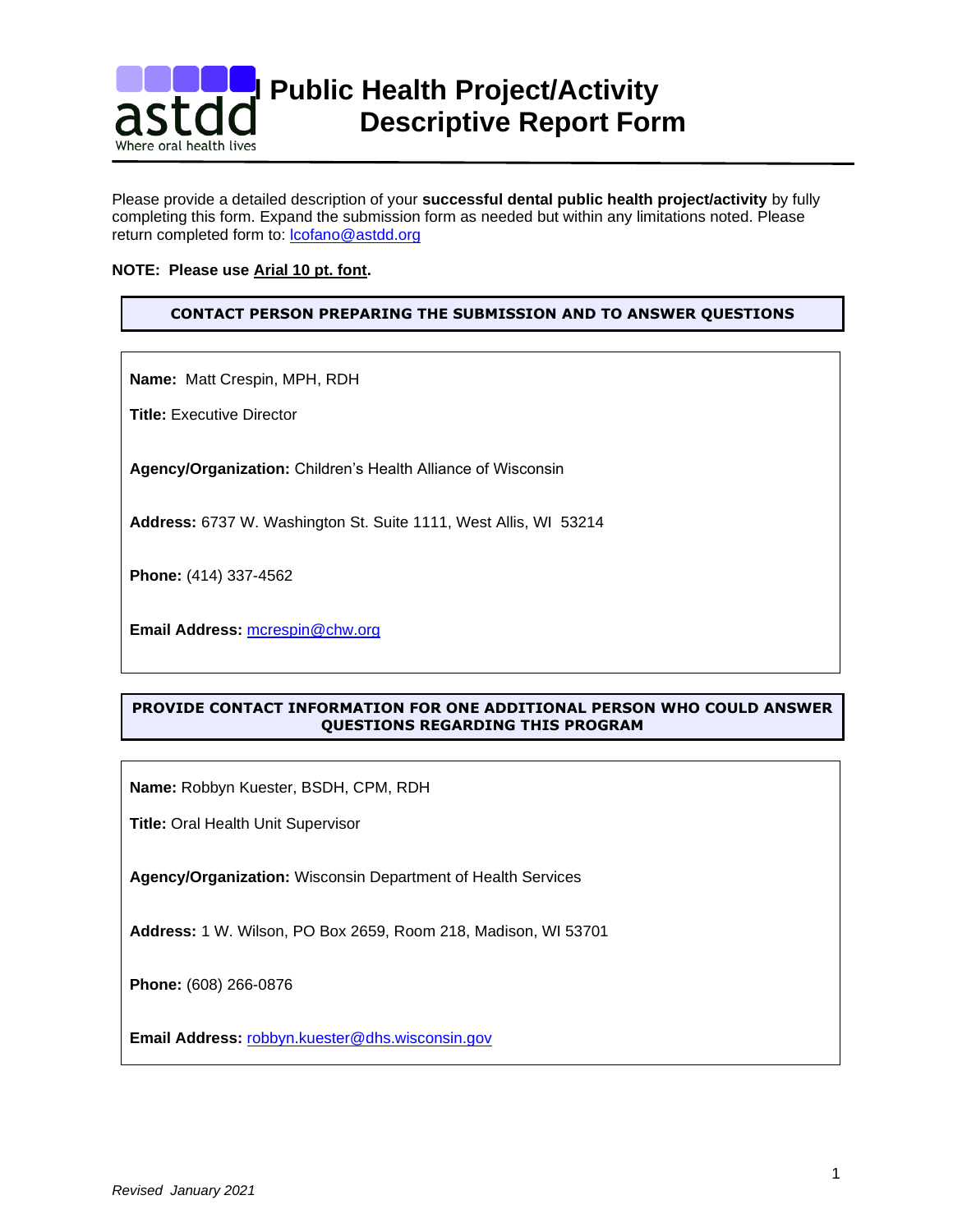# Public Health Project/Activity Descriptive Report Form

Please provide a detailed description of your **successful dental public health project/activity** by fully completing this form. Expand the submission form as needed but within any limitations noted. Please return completed form to: lcofano@astdd.org

**NOTE: Please use Arial 10 pt. font.**

**CONTACT PERSON PREPARING THE SUBMISSION AND TO ANSWER QUESTIONS**

**Name:** Matt Crespin, MPH, RDH

**Title:** Executive Director

**Agency/Organization:** Children's Health Alliance of Wisconsin

**Address:** 6737 W. Washington St. Suite 1111, West Allis, WI 53214

**Phone:** (414) 337-4562

**Email Address:** mcrespin@chw.org

**PROVIDE CONTACT INFORMATION FOR ONE ADDITIONAL PERSON WHO COULD ANSWER QUESTIONS REGARDING THIS PROGRAM**

**Name:** Robbyn Kuester, BSDH, CPM, RDH

**Title:** Oral Health Unit Supervisor

**Agency/Organization:** Wisconsin Department of Health Services

**Address:** 1 W. Wilson, PO Box 2659, Room 218, Madison, WI 53701

**Phone:** (608) 266-0876

**Email Address:** robbyn.kuester@dhs.wisconsin.gov

*Revised January 2021*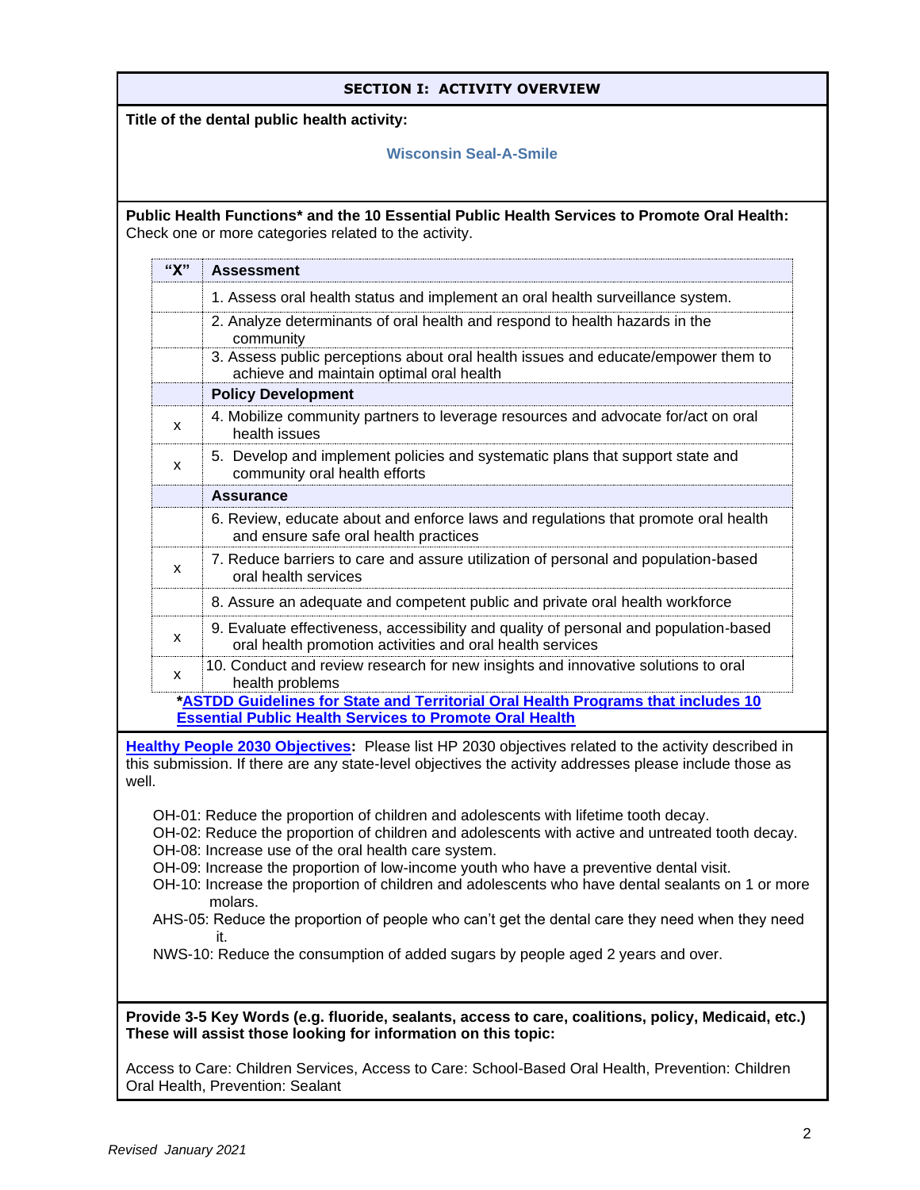## SECTION I: ACTIVITY OVERVIEW

**Title of the dental public health activity:**

**Wisconsin Seal-A-Smile**

**Public Health Functions* and the 10 Essential Public Health Services to Promote Oral Health:** Check one or more categories related to the activity.

| "X" | Assessment |
|---|---|
| | 1. Assess oral health status and implement an oral health surveillance system. |
| | 2. Analyze determinants of oral health and respond to health hazards in the community |
| | 3. Assess public perceptions about oral health issues and educate/empower them to achieve and maintain optimal oral health |
| | **Policy Development** |
| x | 4. Mobilize community partners to leverage resources and advocate for/act on oral health issues |
| x | 5. Develop and implement policies and systematic plans that support state and community oral health efforts |
| | **Assurance** |
| | 6. Review, educate about and enforce laws and regulations that promote oral health and ensure safe oral health practices |
| x | 7. Reduce barriers to care and assure utilization of personal and population-based oral health services |
| | 8. Assure an adequate and competent public and private oral health workforce |
| x | 9. Evaluate effectiveness, accessibility and quality of personal and population-based oral health promotion activities and oral health services |
| x | 10. Conduct and review research for new insights and innovative solutions to oral health problems |

***ASTDD Guidelines for State and Territorial Oral Health Programs that includes 10 Essential Public Health Services to Promote Oral Health**

**Healthy People 2030 Objectives:** Please list HP 2030 objectives related to the activity described in this submission. If there are any state-level objectives the activity addresses please include those as well.

- OH-01: Reduce the proportion of children and adolescents with lifetime tooth decay.
- OH-02: Reduce the proportion of children and adolescents with active and untreated tooth decay.
- OH-08: Increase use of the oral health care system.
- OH-09: Increase the proportion of low-income youth who have a preventive dental visit.
- OH-10: Increase the proportion of children and adolescents who have dental sealants on 1 or more molars.
- AHS-05: Reduce the proportion of people who can't get the dental care they need when they need it.
- NWS-10: Reduce the consumption of added sugars by people aged 2 years and over.

**Provide 3-5 Key Words (e.g. fluoride, sealants, access to care, coalitions, policy, Medicaid, etc.) These will assist those looking for information on this topic:**

Access to Care: Children Services, Access to Care: School-Based Oral Health, Prevention: Children Oral Health, Prevention: Sealant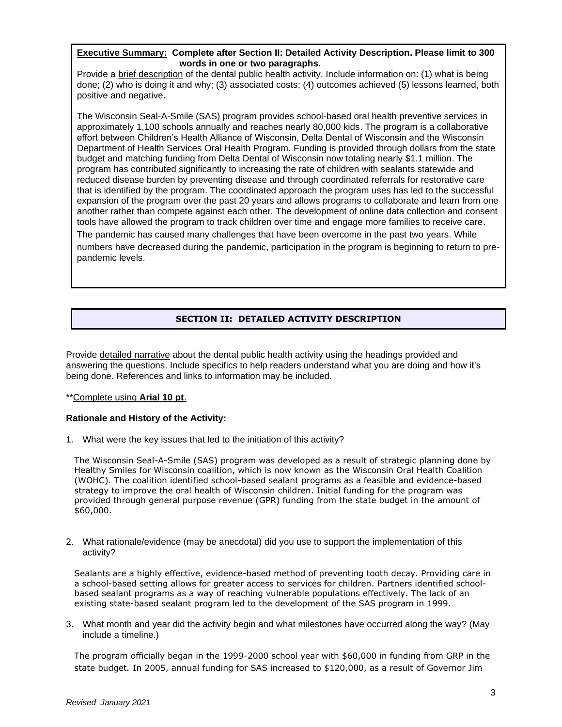**Executive Summary: Complete after Section II: Detailed Activity Description. Please limit to 300 words in one or two paragraphs.**

Provide a brief description of the dental public health activity. Include information on: (1) what is being done; (2) who is doing it and why; (3) associated costs; (4) outcomes achieved (5) lessons learned, both positive and negative.

The Wisconsin Seal-A-Smile (SAS) program provides school-based oral health preventive services in approximately 1,100 schools annually and reaches nearly 80,000 kids. The program is a collaborative effort between Children's Health Alliance of Wisconsin, Delta Dental of Wisconsin and the Wisconsin Department of Health Services Oral Health Program. Funding is provided through dollars from the state budget and matching funding from Delta Dental of Wisconsin now totaling nearly $1.1 million. The program has contributed significantly to increasing the rate of children with sealants statewide and reduced disease burden by preventing disease and through coordinated referrals for restorative care that is identified by the program. The coordinated approach the program uses has led to the successful expansion of the program over the past 20 years and allows programs to collaborate and learn from one another rather than compete against each other. The development of online data collection and consent tools have allowed the program to track children over time and engage more families to receive care. The pandemic has caused many challenges that have been overcome in the past two years. While numbers have decreased during the pandemic, participation in the program is beginning to return to pre-pandemic levels.

## SECTION II: DETAILED ACTIVITY DESCRIPTION

Provide detailed narrative about the dental public health activity using the headings provided and answering the questions. Include specifics to help readers understand what you are doing and how it's being done. References and links to information may be included.

**Complete using **Arial 10 pt**.

**Rationale and History of the Activity:**

1. What were the key issues that led to the initiation of this activity?

   The Wisconsin Seal-A-Smile (SAS) program was developed as a result of strategic planning done by Healthy Smiles for Wisconsin coalition, which is now known as the Wisconsin Oral Health Coalition (WOHC). The coalition identified school-based sealant programs as a feasible and evidence-based strategy to improve the oral health of Wisconsin children. Initial funding for the program was provided through general purpose revenue (GPR) funding from the state budget in the amount of $60,000.

2. What rationale/evidence (may be anecdotal) did you use to support the implementation of this activity?

   Sealants are a highly effective, evidence-based method of preventing tooth decay. Providing care in a school-based setting allows for greater access to services for children. Partners identified school-based sealant programs as a way of reaching vulnerable populations effectively. The lack of an existing state-based sealant program led to the development of the SAS program in 1999.

3. What month and year did the activity begin and what milestones have occurred along the way? (May include a timeline.)

   The program officially began in the 1999-2000 school year with $60,000 in funding from GRP in the state budget. In 2005, annual funding for SAS increased to $120,000, as a result of Governor Jim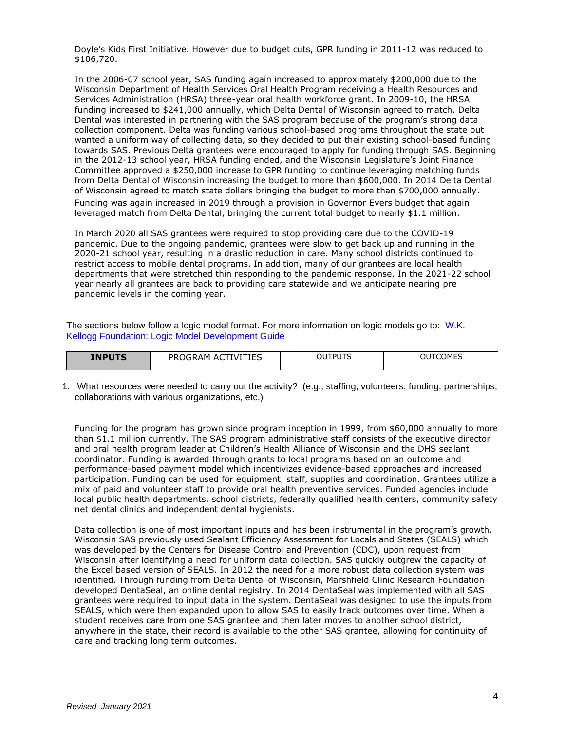Doyle's Kids First Initiative. However due to budget cuts, GPR funding in 2011-12 was reduced to $106,720.

In the 2006-07 school year, SAS funding again increased to approximately $200,000 due to the Wisconsin Department of Health Services Oral Health Program receiving a Health Resources and Services Administration (HRSA) three-year oral health workforce grant. In 2009-10, the HRSA funding increased to $241,000 annually, which Delta Dental of Wisconsin agreed to match. Delta Dental was interested in partnering with the SAS program because of the program's strong data collection component. Delta was funding various school-based programs throughout the state but wanted a uniform way of collecting data, so they decided to put their existing school-based funding towards SAS. Previous Delta grantees were encouraged to apply for funding through SAS. Beginning in the 2012-13 school year, HRSA funding ended, and the Wisconsin Legislature's Joint Finance Committee approved a $250,000 increase to GPR funding to continue leveraging matching funds from Delta Dental of Wisconsin increasing the budget to more than $600,000. In 2014 Delta Dental of Wisconsin agreed to match state dollars bringing the budget to more than $700,000 annually. Funding was again increased in 2019 through a provision in Governor Evers budget that again leveraged match from Delta Dental, bringing the current total budget to nearly $1.1 million.

In March 2020 all SAS grantees were required to stop providing care due to the COVID-19 pandemic. Due to the ongoing pandemic, grantees were slow to get back up and running in the 2020-21 school year, resulting in a drastic reduction in care. Many school districts continued to restrict access to mobile dental programs. In addition, many of our grantees are local health departments that were stretched thin responding to the pandemic response. In the 2021-22 school year nearly all grantees are back to providing care statewide and we anticipate nearing pre pandemic levels in the coming year.

The sections below follow a logic model format. For more information on logic models go to: [W.K. Kellogg Foundation: Logic Model Development Guide]

| **INPUTS** | PROGRAM ACTIVITIES | OUTPUTS | OUTCOMES |
|---|---|---|---|

1. What resources were needed to carry out the activity? (e.g., staffing, volunteers, funding, partnerships, collaborations with various organizations, etc.)

Funding for the program has grown since program inception in 1999, from $60,000 annually to more than $1.1 million currently. The SAS program administrative staff consists of the executive director and oral health program leader at Children's Health Alliance of Wisconsin and the DHS sealant coordinator. Funding is awarded through grants to local programs based on an outcome and performance-based payment model which incentivizes evidence-based approaches and increased participation. Funding can be used for equipment, staff, supplies and coordination. Grantees utilize a mix of paid and volunteer staff to provide oral health preventive services. Funded agencies include local public health departments, school districts, federally qualified health centers, community safety net dental clinics and independent dental hygienists.

Data collection is one of most important inputs and has been instrumental in the program's growth. Wisconsin SAS previously used Sealant Efficiency Assessment for Locals and States (SEALS) which was developed by the Centers for Disease Control and Prevention (CDC), upon request from Wisconsin after identifying a need for uniform data collection. SAS quickly outgrew the capacity of the Excel based version of SEALS. In 2012 the need for a more robust data collection system was identified. Through funding from Delta Dental of Wisconsin, Marshfield Clinic Research Foundation developed DentaSeal, an online dental registry. In 2014 DentaSeal was implemented with all SAS grantees were required to input data in the system. DentaSeal was designed to use the inputs from SEALS, which were then expanded upon to allow SAS to easily track outcomes over time. When a student receives care from one SAS grantee and then later moves to another school district, anywhere in the state, their record is available to the other SAS grantee, allowing for continuity of care and tracking long term outcomes.

*Revised January 2021*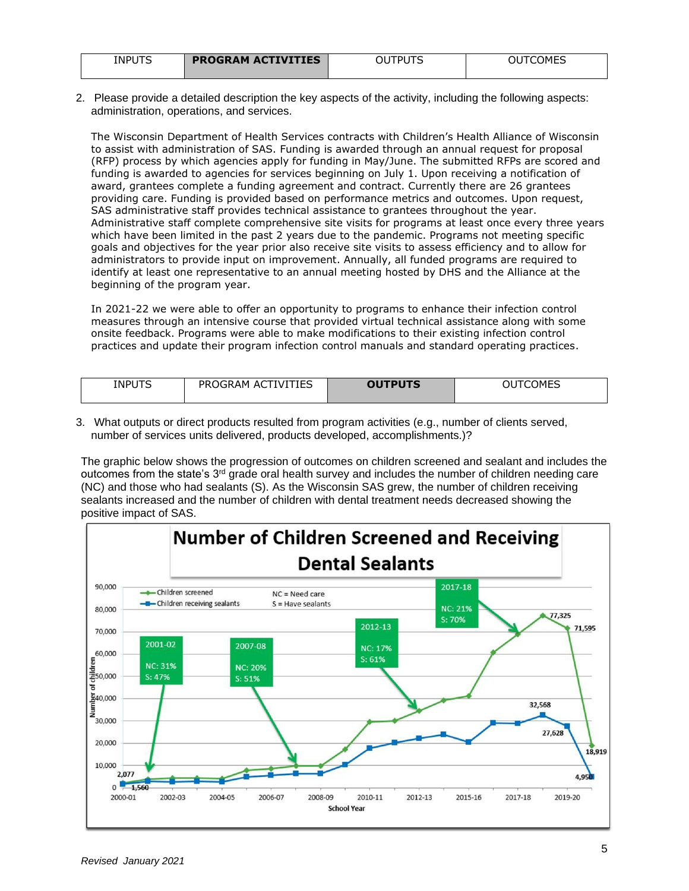| INPUTS | **PROGRAM ACTIVITIES** | OUTPUTS | OUTCOMES |
|---|---|---|---|

2. Please provide a detailed description the key aspects of the activity, including the following aspects: administration, operations, and services.

The Wisconsin Department of Health Services contracts with Children's Health Alliance of Wisconsin to assist with administration of SAS. Funding is awarded through an annual request for proposal (RFP) process by which agencies apply for funding in May/June. The submitted RFPs are scored and funding is awarded to agencies for services beginning on July 1. Upon receiving a notification of award, grantees complete a funding agreement and contract. Currently there are 26 grantees providing care. Funding is provided based on performance metrics and outcomes. Upon request, SAS administrative staff provides technical assistance to grantees throughout the year. Administrative staff complete comprehensive site visits for programs at least once every three years which have been limited in the past 2 years due to the pandemic. Programs not meeting specific goals and objectives for the year prior also receive site visits to assess efficiency and to allow for administrators to provide input on improvement. Annually, all funded programs are required to identify at least one representative to an annual meeting hosted by DHS and the Alliance at the beginning of the program year.

In 2021-22 we were able to offer an opportunity to programs to enhance their infection control measures through an intensive course that provided virtual technical assistance along with some onsite feedback. Programs were able to make modifications to their existing infection control practices and update their program infection control manuals and standard operating practices.

| INPUTS | PROGRAM ACTIVITIES | **OUTPUTS** | OUTCOMES |
|---|---|---|---|

3. What outputs or direct products resulted from program activities (e.g., number of clients served, number of services units delivered, products developed, accomplishments.)?

The graphic below shows the progression of outcomes on children screened and sealant and includes the outcomes from the state's 3rd grade oral health survey and includes the number of children needing care (NC) and those who had sealants (S). As the Wisconsin SAS grew, the number of children receiving sealants increased and the number of children with dental treatment needs decreased showing the positive impact of SAS.

**Number of Children Screened and Receiving Dental Sealants**

- Children screened
- Children receiving sealants

NC = Need care
S = Have sealants

| Survey year | NC | S |
|---|---|---|
| 2001-02 | 31% | 47% |
| 2007-08 | 20% | 51% |
| 2012-13 | 17% | 61% |
| 2017-18 | 21% | 70% |

Labeled values: 2,077 and 1,560 (2000-01); 77,325 and 71,595 (children screened, later years); 18,919 (children screened, 2020-21); 32,568 and 27,628 (children receiving sealants, later years); 4,950 (children receiving sealants, 2020-21).

Y-axis: Number of children (0–90,000). X-axis: School Year (2000-01 to 2019-20).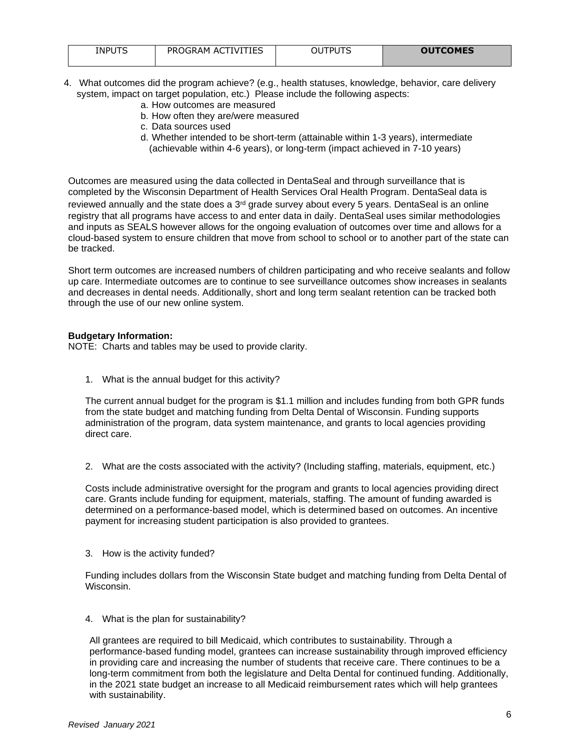| INPUTS | PROGRAM ACTIVITIES | OUTPUTS | **OUTCOMES** |
|---|---|---|---|

4. What outcomes did the program achieve? (e.g., health statuses, knowledge, behavior, care delivery system, impact on target population, etc.) Please include the following aspects:
   a. How outcomes are measured
   b. How often they are/were measured
   c. Data sources used
   d. Whether intended to be short-term (attainable within 1-3 years), intermediate (achievable within 4-6 years), or long-term (impact achieved in 7-10 years)

Outcomes are measured using the data collected in DentaSeal and through surveillance that is completed by the Wisconsin Department of Health Services Oral Health Program. DentaSeal data is reviewed annually and the state does a 3rd grade survey about every 5 years. DentaSeal is an online registry that all programs have access to and enter data in daily. DentaSeal uses similar methodologies and inputs as SEALS however allows for the ongoing evaluation of outcomes over time and allows for a cloud-based system to ensure children that move from school to school or to another part of the state can be tracked.

Short term outcomes are increased numbers of children participating and who receive sealants and follow up care. Intermediate outcomes are to continue to see surveillance outcomes show increases in sealants and decreases in dental needs. Additionally, short and long term sealant retention can be tracked both through the use of our new online system.

**Budgetary Information:**
NOTE: Charts and tables may be used to provide clarity.

1. What is the annual budget for this activity?

   The current annual budget for the program is $1.1 million and includes funding from both GPR funds from the state budget and matching funding from Delta Dental of Wisconsin. Funding supports administration of the program, data system maintenance, and grants to local agencies providing direct care.

2. What are the costs associated with the activity? (Including staffing, materials, equipment, etc.)

   Costs include administrative oversight for the program and grants to local agencies providing direct care. Grants include funding for equipment, materials, staffing. The amount of funding awarded is determined on a performance-based model, which is determined based on outcomes. An incentive payment for increasing student participation is also provided to grantees.

3. How is the activity funded?

   Funding includes dollars from the Wisconsin State budget and matching funding from Delta Dental of Wisconsin.

4. What is the plan for sustainability?

   All grantees are required to bill Medicaid, which contributes to sustainability. Through a performance-based funding model, grantees can increase sustainability through improved efficiency in providing care and increasing the number of students that receive care. There continues to be a long-term commitment from both the legislature and Delta Dental for continued funding. Additionally, in the 2021 state budget an increase to all Medicaid reimbursement rates which will help grantees with sustainability.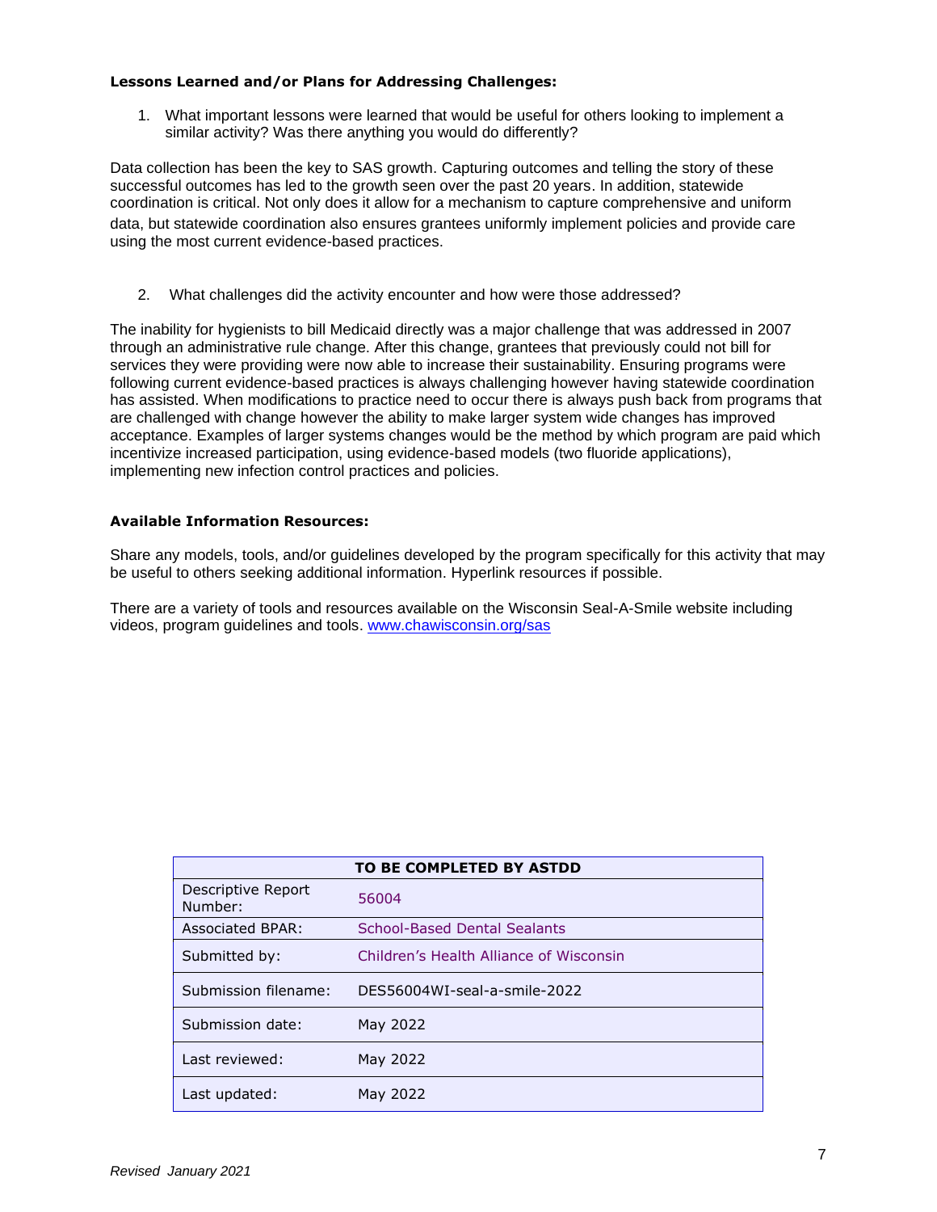**Lessons Learned and/or Plans for Addressing Challenges:**

1. What important lessons were learned that would be useful for others looking to implement a similar activity? Was there anything you would do differently?

Data collection has been the key to SAS growth. Capturing outcomes and telling the story of these successful outcomes has led to the growth seen over the past 20 years. In addition, statewide coordination is critical. Not only does it allow for a mechanism to capture comprehensive and uniform data, but statewide coordination also ensures grantees uniformly implement policies and provide care using the most current evidence-based practices.

2. What challenges did the activity encounter and how were those addressed?

The inability for hygienists to bill Medicaid directly was a major challenge that was addressed in 2007 through an administrative rule change. After this change, grantees that previously could not bill for services they were providing were now able to increase their sustainability. Ensuring programs were following current evidence-based practices is always challenging however having statewide coordination has assisted. When modifications to practice need to occur there is always push back from programs that are challenged with change however the ability to make larger system wide changes has improved acceptance. Examples of larger systems changes would be the method by which program are paid which incentivize increased participation, using evidence-based models (two fluoride applications), implementing new infection control practices and policies.

**Available Information Resources:**

Share any models, tools, and/or guidelines developed by the program specifically for this activity that may be useful to others seeking additional information. Hyperlink resources if possible.

There are a variety of tools and resources available on the Wisconsin Seal-A-Smile website including videos, program guidelines and tools. [www.chawisconsin.org/sas](http://www.chawisconsin.org/sas)

| TO BE COMPLETED BY ASTDD | |
|---|---|
| Descriptive Report Number: | 56004 |
| Associated BPAR: | School-Based Dental Sealants |
| Submitted by: | Children's Health Alliance of Wisconsin |
| Submission filename: | DES56004WI-seal-a-smile-2022 |
| Submission date: | May 2022 |
| Last reviewed: | May 2022 |
| Last updated: | May 2022 |

*Revised January 2021*